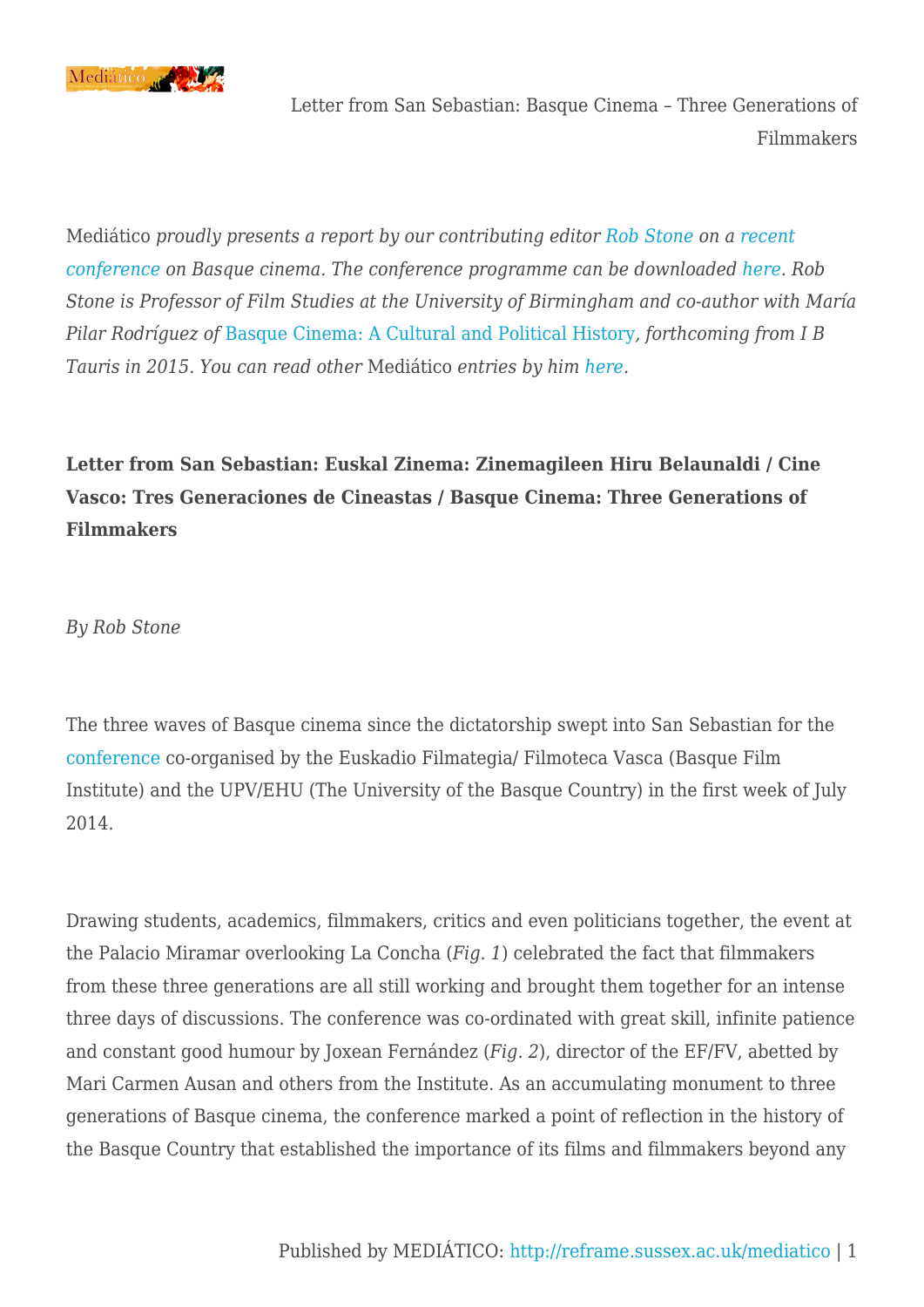*Mediático proudly presents a report by our contributing editor Rob Stone on a recent conference on Basque cinema. The conference programme can be downloaded here. Rob Stone is Professor of Film Studies at the University of Birmingham and co-author with María Pilar Rodríguez of* Basque Cinema: A Cultural and Political History*, forthcoming from I B Tauris in 2015. You can read other* Mediático *entries by him here.*

**Letter from San Sebastian: Euskal Zinema: Zinemagileen Hiru Belaunaldi / Cine Vasco: Tres Generaciones de Cineastas / Basque Cinema: Three Generations of Filmmakers**

*By Rob Stone*

The three waves of Basque cinema since the dictatorship swept into San Sebastian for the conference co-organised by the Euskadio Filmategia/ Filmoteca Vasca (Basque Film Institute) and the UPV/EHU (The University of the Basque Country) in the first week of July 2014.

Drawing students, academics, filmmakers, critics and even politicians together, the event at the Palacio Miramar overlooking La Concha (*Fig. 1*) celebrated the fact that filmmakers from these three generations are all still working and brought them together for an intense three days of discussions. The conference was co-ordinated with great skill, infinite patience and constant good humour by Joxean Fernández (*Fig. 2*), director of the EF/FV, abetted by Mari Carmen Ausan and others from the Institute. As an accumulating monument to three generations of Basque cinema, the conference marked a point of reflection in the history of the Basque Country that established the importance of its films and filmmakers beyond any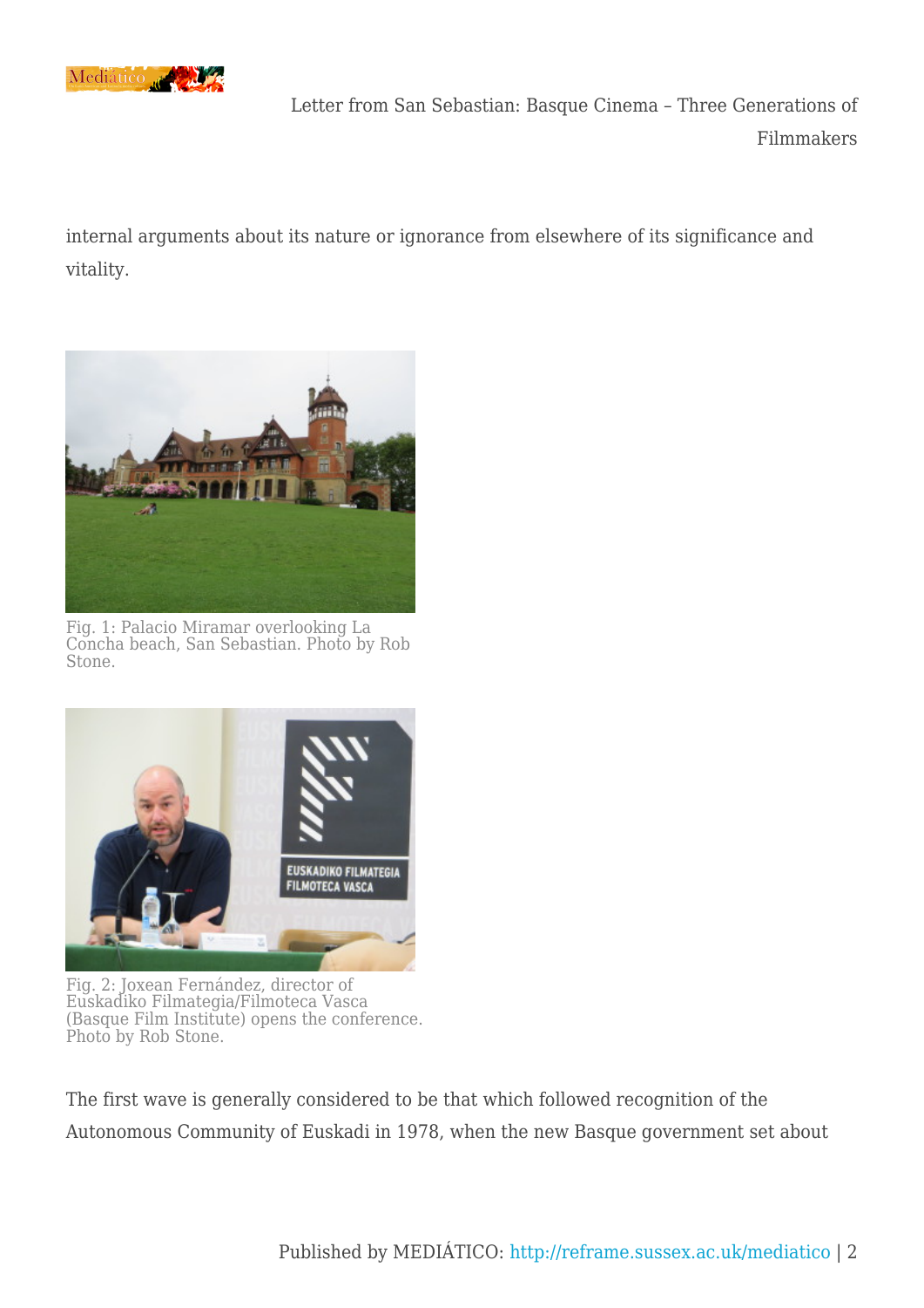internal arguments about its nature or ignorance from elsewhere of its significance and vitality.

Fig. 1: Palacio Miramar overlooking La Concha beach, San Sebastian. Photo by Rob Stone.

Fig. 2: Joxean Fernández, director of Euskadiko Filmategia/Filmoteca Vasca (Basque Film Institute) opens the conference. Photo by Rob Stone.

The first wave is generally considered to be that which followed recognition of the Autonomous Community of Euskadi in 1978, when the new Basque government set about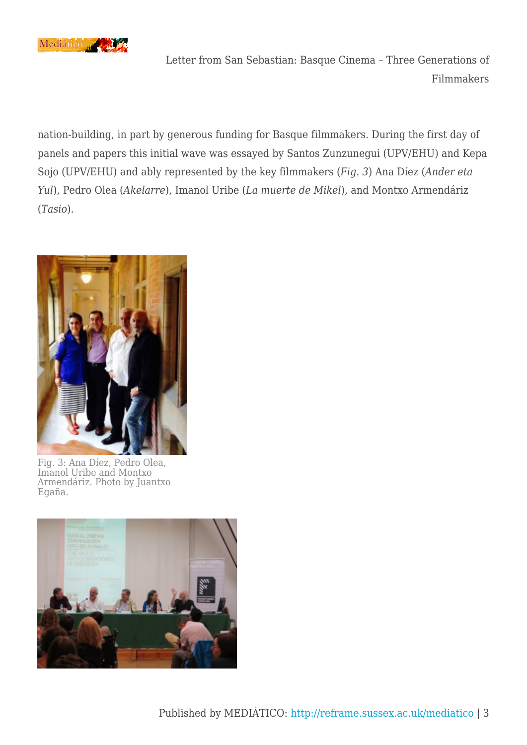nation-building, in part by generous funding for Basque filmmakers. During the first day of panels and papers this initial wave was essayed by Santos Zunzunegui (UPV/EHU) and Kepa Sojo (UPV/EHU) and ably represented by the key filmmakers (*Fig. 3*) Ana Díez (*Ander eta Yul*), Pedro Olea (*Akelarre*), Imanol Uribe (*La muerte de Mikel*), and Montxo Armendáriz (*Tasio*).

Fig. 3: Ana Díez, Pedro Olea, Imanol Uribe and Montxo Armendáriz. Photo by Juantxo Egaña.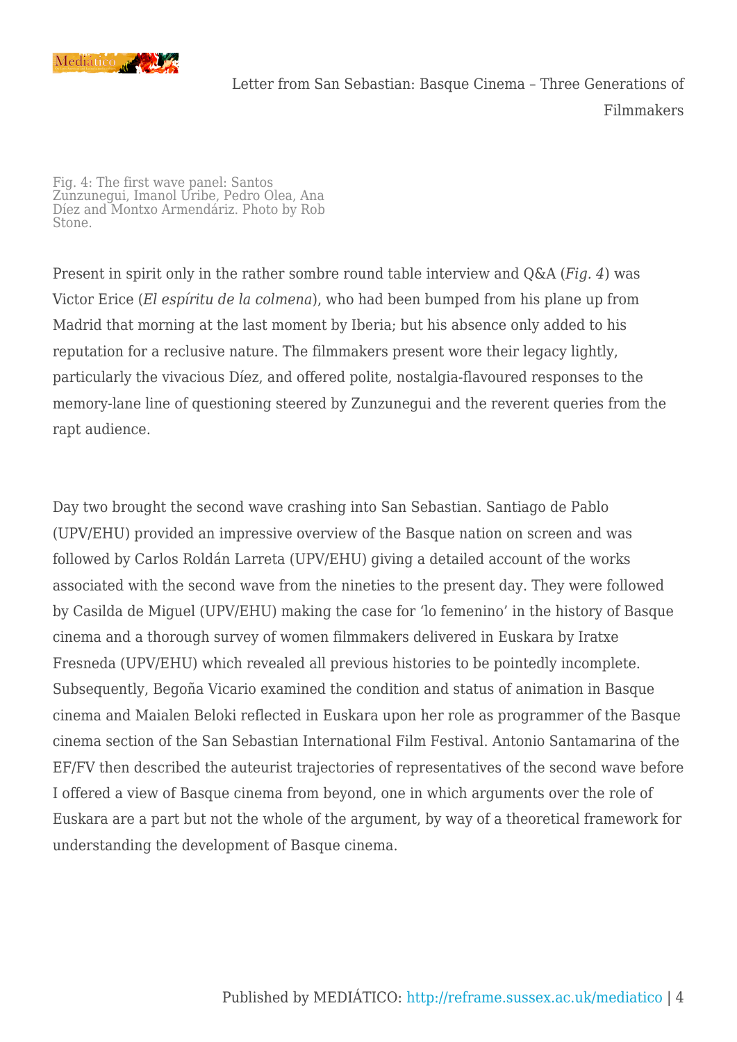Fig. 4: The first wave panel: Santos Zunzunegui, Imanol Uribe, Pedro Olea, Ana Díez and Montxo Armendáriz. Photo by Rob Stone.

Present in spirit only in the rather sombre round table interview and Q&A (*Fig. 4*) was Victor Erice (*El espíritu de la colmena*), who had been bumped from his plane up from Madrid that morning at the last moment by Iberia; but his absence only added to his reputation for a reclusive nature. The filmmakers present wore their legacy lightly, particularly the vivacious Díez, and offered polite, nostalgia-flavoured responses to the memory-lane line of questioning steered by Zunzunegui and the reverent queries from the rapt audience.

Day two brought the second wave crashing into San Sebastian. Santiago de Pablo (UPV/EHU) provided an impressive overview of the Basque nation on screen and was followed by Carlos Roldán Larreta (UPV/EHU) giving a detailed account of the works associated with the second wave from the nineties to the present day. They were followed by Casilda de Miguel (UPV/EHU) making the case for 'lo femenino' in the history of Basque cinema and a thorough survey of women filmmakers delivered in Euskara by Iratxe Fresneda (UPV/EHU) which revealed all previous histories to be pointedly incomplete. Subsequently, Begoña Vicario examined the condition and status of animation in Basque cinema and Maialen Beloki reflected in Euskara upon her role as programmer of the Basque cinema section of the San Sebastian International Film Festival. Antonio Santamarina of the EF/FV then described the auteurist trajectories of representatives of the second wave before I offered a view of Basque cinema from beyond, one in which arguments over the role of Euskara are a part but not the whole of the argument, by way of a theoretical framework for understanding the development of Basque cinema.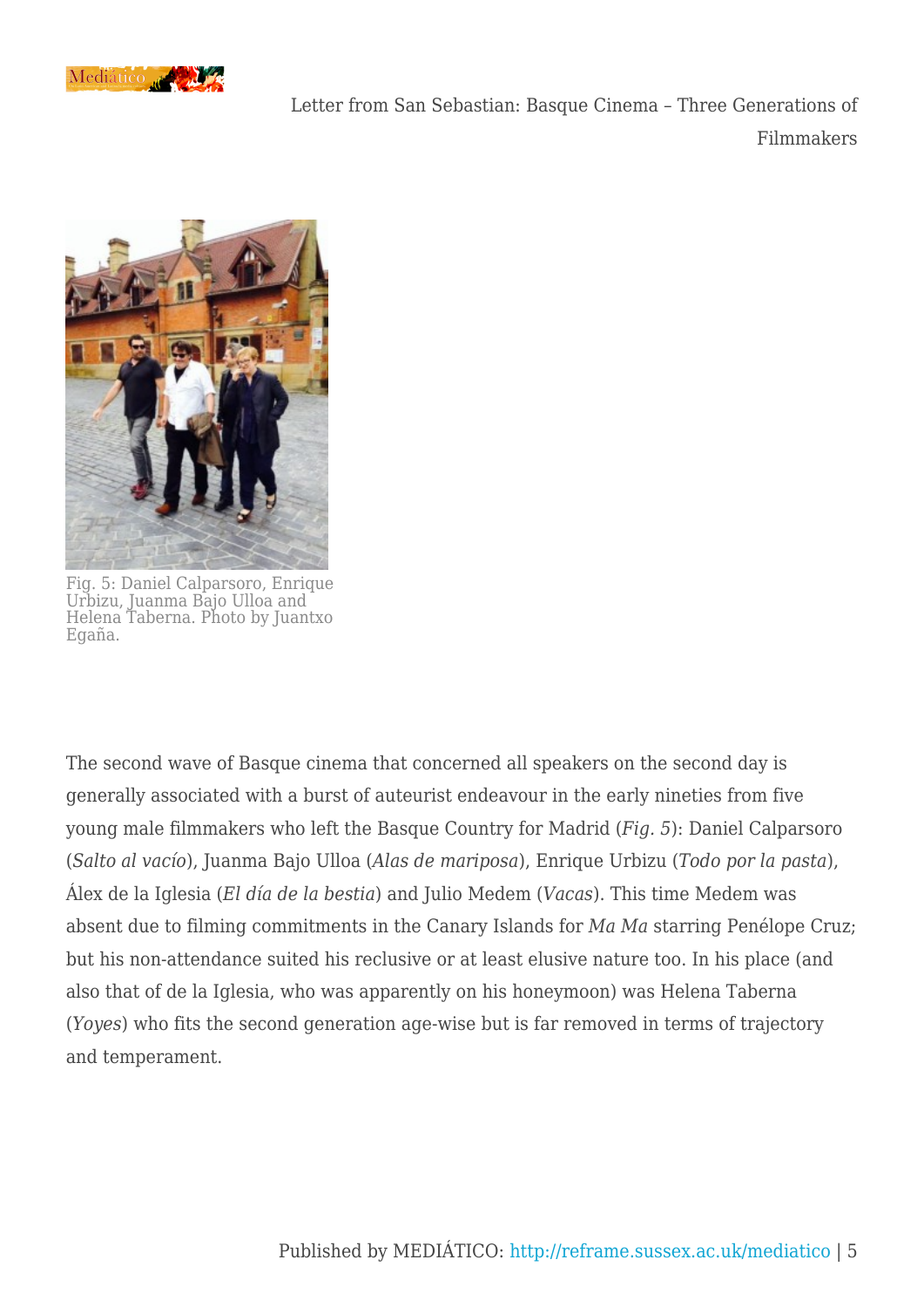Fig. 5: Daniel Calparsoro, Enrique Urbizu, Juanma Bajo Ulloa and Helena Taberna. Photo by Juantxo Egaña.

The second wave of Basque cinema that concerned all speakers on the second day is generally associated with a burst of auteurist endeavour in the early nineties from five young male filmmakers who left the Basque Country for Madrid (*Fig. 5*): Daniel Calparsoro (*Salto al vacío*), Juanma Bajo Ulloa (*Alas de mariposa*), Enrique Urbizu (*Todo por la pasta*), Álex de la Iglesia (*El día de la bestia*) and Julio Medem (*Vacas*). This time Medem was absent due to filming commitments in the Canary Islands for *Ma Ma* starring Penélope Cruz; but his non-attendance suited his reclusive or at least elusive nature too. In his place (and also that of de la Iglesia, who was apparently on his honeymoon) was Helena Taberna (*Yoyes*) who fits the second generation age-wise but is far removed in terms of trajectory and temperament.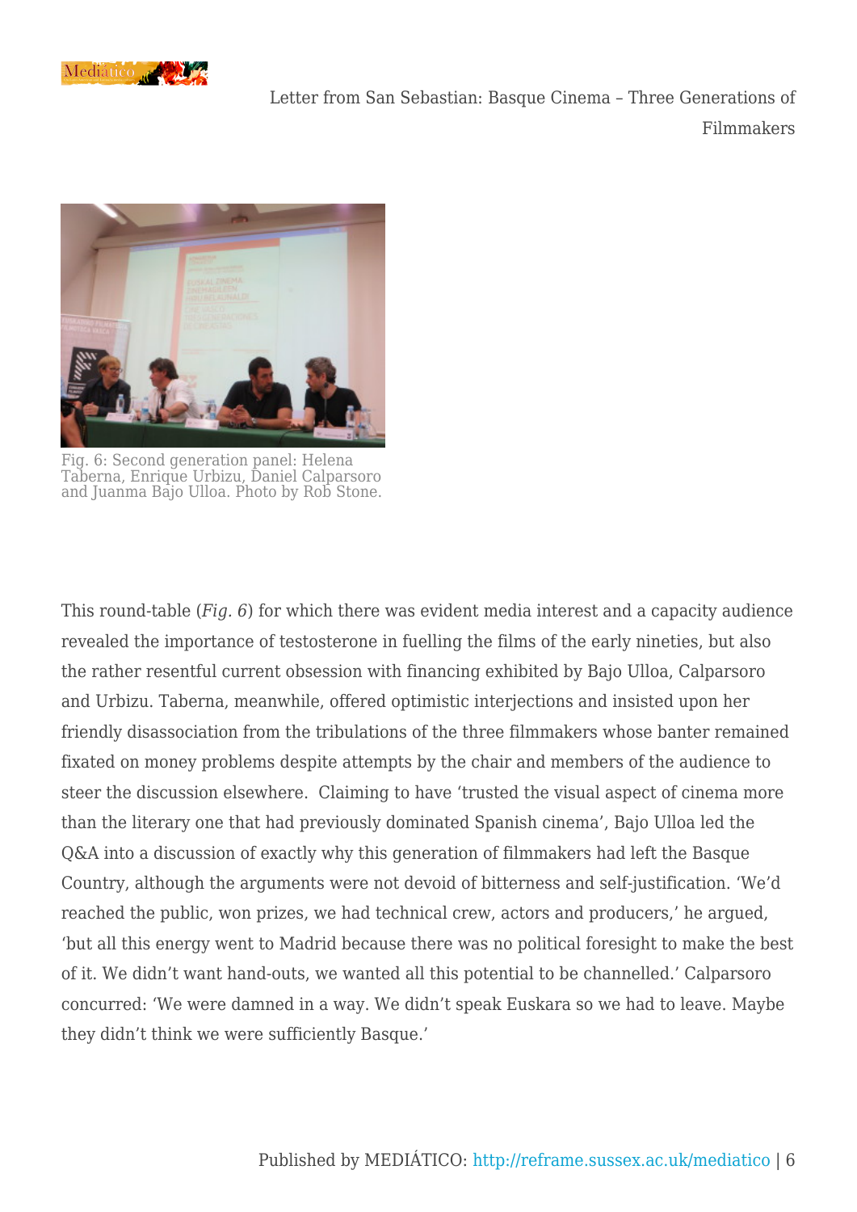Fig. 6: Second generation panel: Helena Taberna, Enrique Urbizu, Daniel Calparsoro and Juanma Bajo Ulloa. Photo by Rob Stone.

This round-table (*Fig. 6*) for which there was evident media interest and a capacity audience revealed the importance of testosterone in fuelling the films of the early nineties, but also the rather resentful current obsession with financing exhibited by Bajo Ulloa, Calparsoro and Urbizu. Taberna, meanwhile, offered optimistic interjections and insisted upon her friendly disassociation from the tribulations of the three filmmakers whose banter remained fixated on money problems despite attempts by the chair and members of the audience to steer the discussion elsewhere.  Claiming to have 'trusted the visual aspect of cinema more than the literary one that had previously dominated Spanish cinema', Bajo Ulloa led the Q&A into a discussion of exactly why this generation of filmmakers had left the Basque Country, although the arguments were not devoid of bitterness and self-justification. 'We'd reached the public, won prizes, we had technical crew, actors and producers,' he argued, 'but all this energy went to Madrid because there was no political foresight to make the best of it. We didn't want hand-outs, we wanted all this potential to be channelled.' Calparsoro concurred: 'We were damned in a way. We didn't speak Euskara so we had to leave. Maybe they didn't think we were sufficiently Basque.'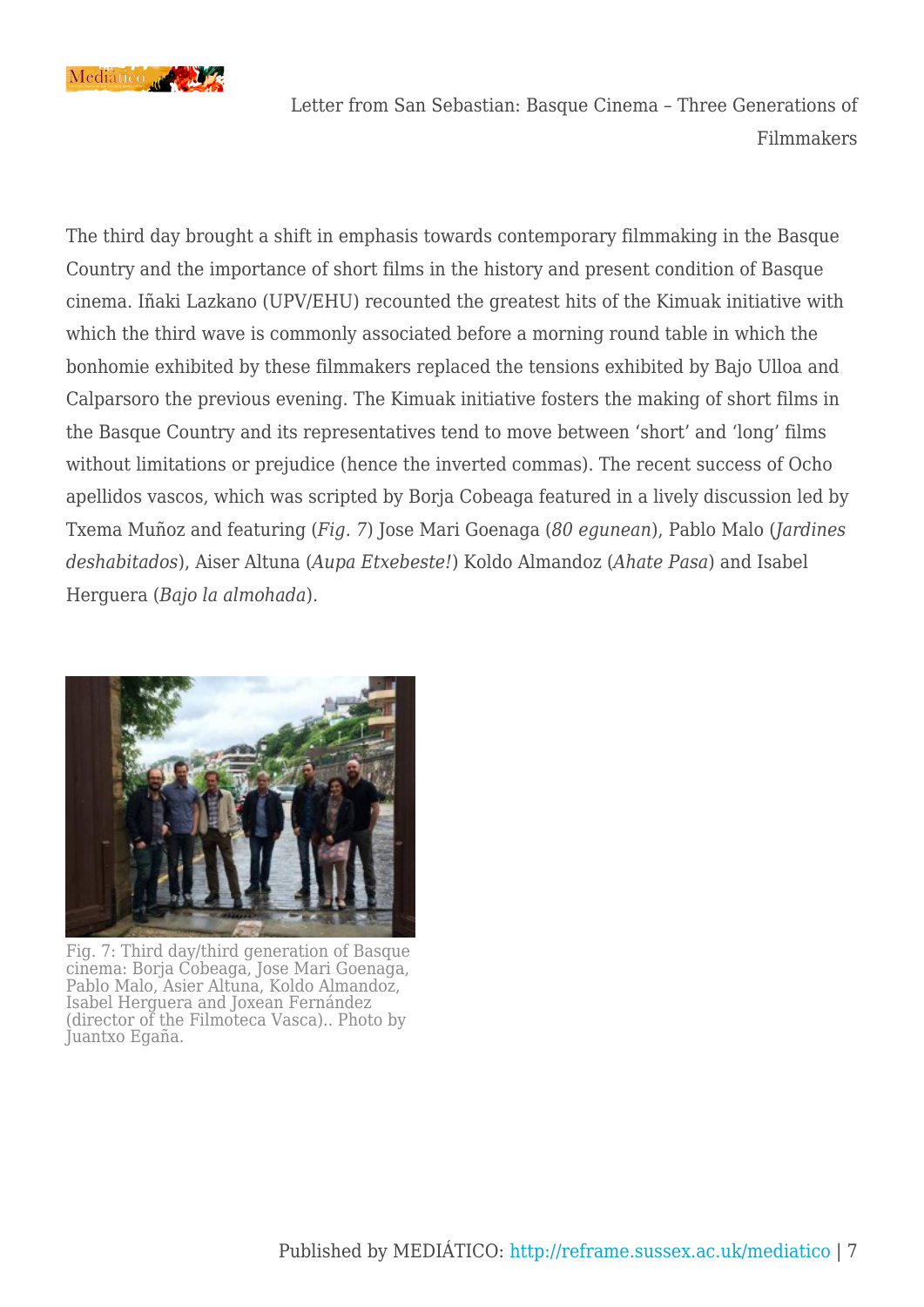The third day brought a shift in emphasis towards contemporary filmmaking in the Basque Country and the importance of short films in the history and present condition of Basque cinema. Iñaki Lazkano (UPV/EHU) recounted the greatest hits of the Kimuak initiative with which the third wave is commonly associated before a morning round table in which the bonhomie exhibited by these filmmakers replaced the tensions exhibited by Bajo Ulloa and Calparsoro the previous evening. The Kimuak initiative fosters the making of short films in the Basque Country and its representatives tend to move between 'short' and 'long' films without limitations or prejudice (hence the inverted commas). The recent success of Ocho apellidos vascos, which was scripted by Borja Cobeaga featured in a lively discussion led by Txema Muñoz and featuring (*Fig. 7*) Jose Mari Goenaga (*80 egunean*), Pablo Malo (*Jardines deshabitados*), Aiser Altuna (*Aupa Etxebeste!*) Koldo Almandoz (*Ahate Pasa*) and Isabel Herguera (*Bajo la almohada*).

Fig. 7: Third day/third generation of Basque cinema: Borja Cobeaga, Jose Mari Goenaga, Pablo Malo, Asier Altuna, Koldo Almandoz, Isabel Herguera and Joxean Fernández (director of the Filmoteca Vasca).. Photo by Juantxo Egaña.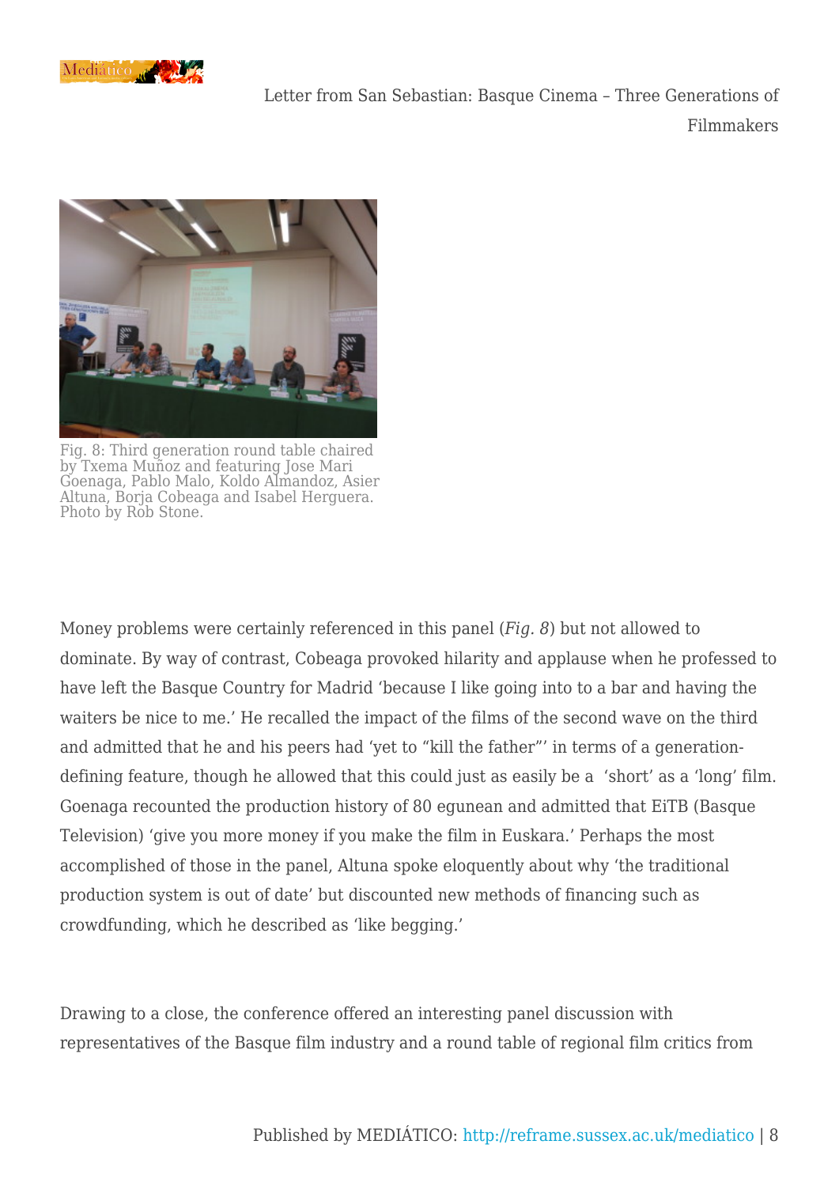Fig. 8: Third generation round table chaired by Txema Muñoz and featuring Jose Mari Goenaga, Pablo Malo, Koldo Almandoz, Asier Altuna, Borja Cobeaga and Isabel Herguera. Photo by Rob Stone.

Money problems were certainly referenced in this panel (*Fig. 8*) but not allowed to dominate. By way of contrast, Cobeaga provoked hilarity and applause when he professed to have left the Basque Country for Madrid 'because I like going into to a bar and having the waiters be nice to me.' He recalled the impact of the films of the second wave on the third and admitted that he and his peers had 'yet to "kill the father"' in terms of a generation-defining feature, though he allowed that this could just as easily be a 'short' as a 'long' film. Goenaga recounted the production history of 80 egunean and admitted that EiTB (Basque Television) 'give you more money if you make the film in Euskara.' Perhaps the most accomplished of those in the panel, Altuna spoke eloquently about why 'the traditional production system is out of date' but discounted new methods of financing such as crowdfunding, which he described as 'like begging.'

Drawing to a close, the conference offered an interesting panel discussion with representatives of the Basque film industry and a round table of regional film critics from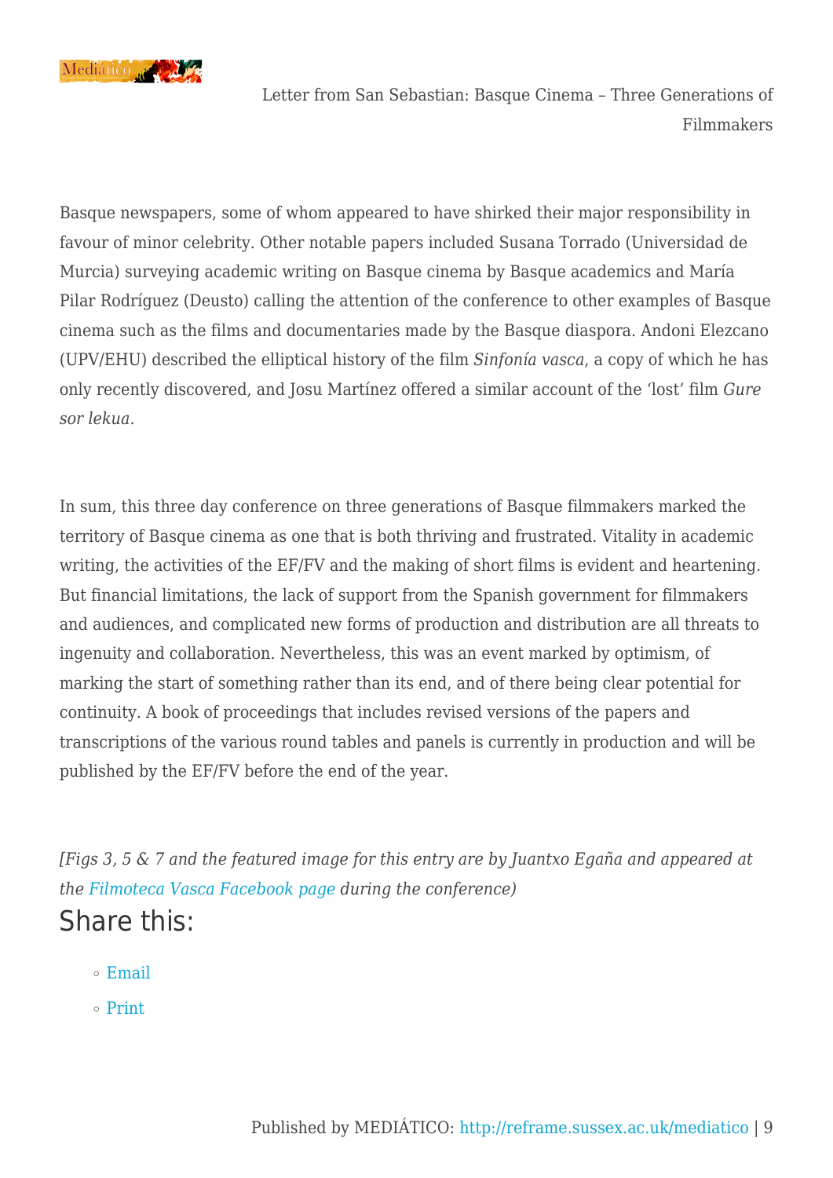Basque newspapers, some of whom appeared to have shirked their major responsibility in favour of minor celebrity. Other notable papers included Susana Torrado (Universidad de Murcia) surveying academic writing on Basque cinema by Basque academics and María Pilar Rodríguez (Deusto) calling the attention of the conference to other examples of Basque cinema such as the films and documentaries made by the Basque diaspora. Andoni Elezcano (UPV/EHU) described the elliptical history of the film *Sinfonía vasca*, a copy of which he has only recently discovered, and Josu Martínez offered a similar account of the 'lost' film *Gure sor lekua*.

In sum, this three day conference on three generations of Basque filmmakers marked the territory of Basque cinema as one that is both thriving and frustrated. Vitality in academic writing, the activities of the EF/FV and the making of short films is evident and heartening. But financial limitations, the lack of support from the Spanish government for filmmakers and audiences, and complicated new forms of production and distribution are all threats to ingenuity and collaboration. Nevertheless, this was an event marked by optimism, of marking the start of something rather than its end, and of there being clear potential for continuity. A book of proceedings that includes revised versions of the papers and transcriptions of the various round tables and panels is currently in production and will be published by the EF/FV before the end of the year.

*[Figs 3, 5 & 7 and the featured image for this entry are by Juantxo Egaña and appeared at the Filmoteca Vasca Facebook page during the conference)*

## Share this:

- Email
- Print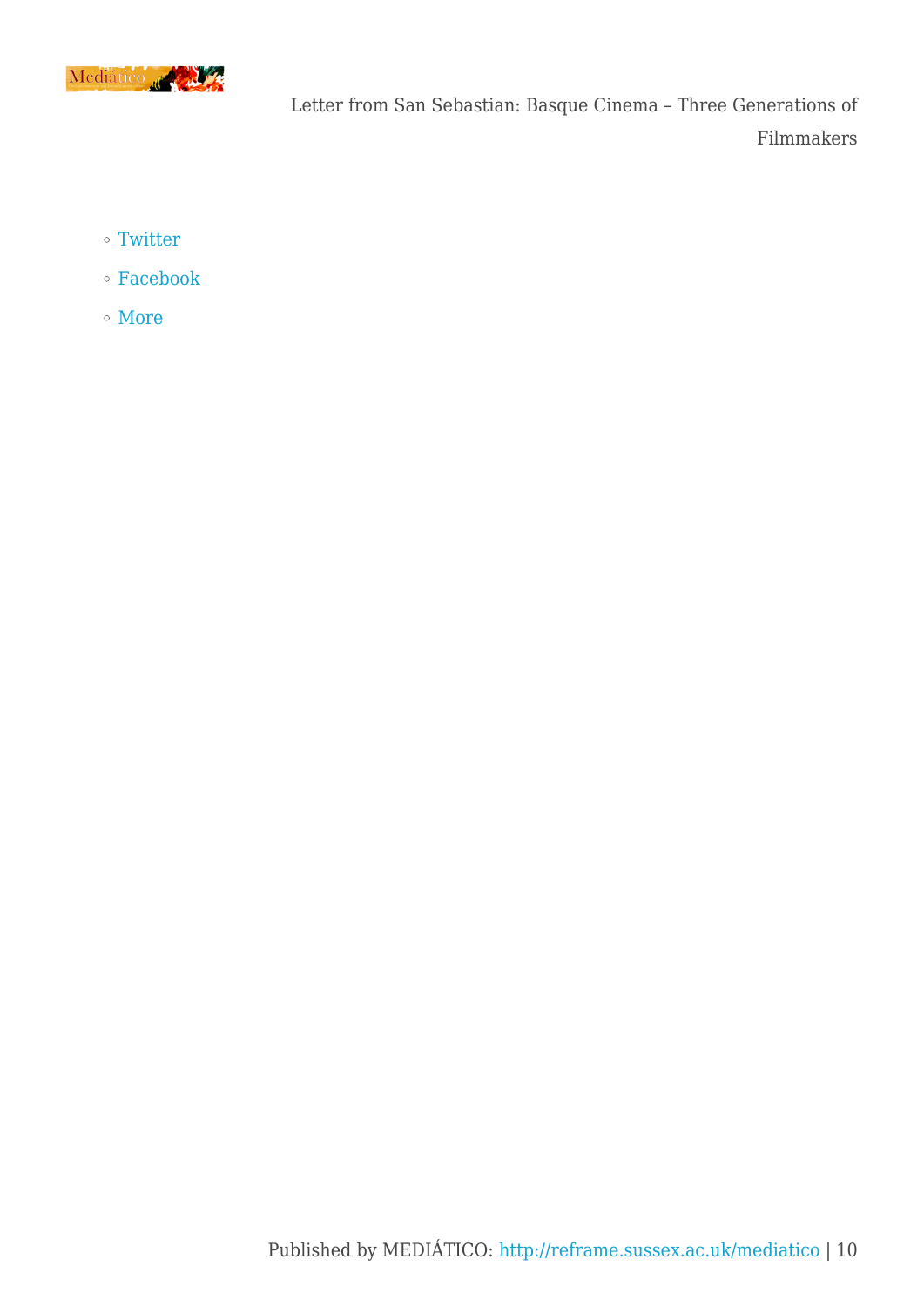- Twitter
- Facebook
- More